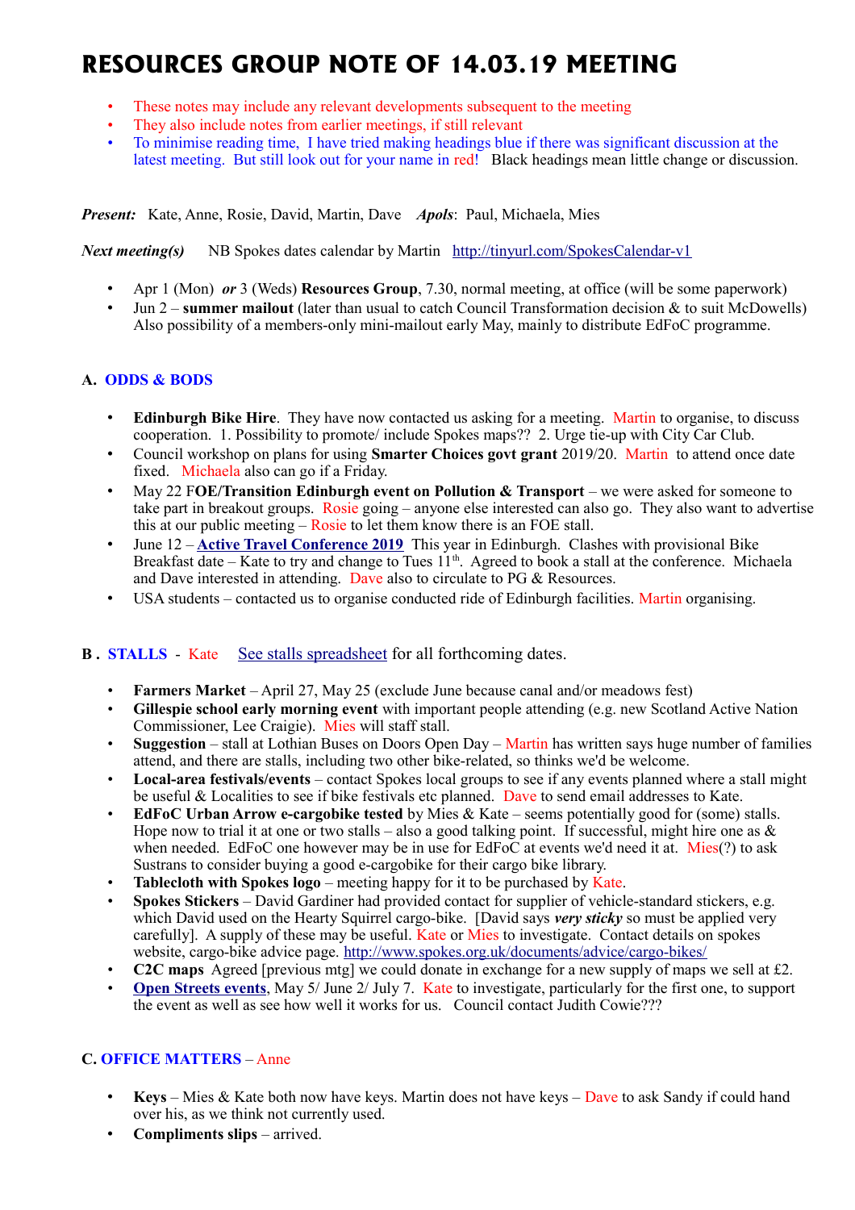# RESOURCES GROUP NOTE OF 14.03.19 MEETING

- These notes may include any relevant developments subsequent to the meeting
- They also include notes from earlier meetings, if still relevant
- To minimise reading time, I have tried making headings blue if there was significant discussion at the latest meeting. But still look out for your name in red! Black headings mean little change or discussion.

***Present:*** Kate, Anne, Rosie, David, Martin, Dave ***Apols***: Paul, Michaela, Mies

***Next meeting(s)*** NB Spokes dates calendar by Martin http://tinyurl.com/SpokesCalendar-v1

- Apr 1 (Mon) ***or*** 3 (Weds) **Resources Group**, 7.30, normal meeting, at office (will be some paperwork)
- Jun 2 – **summer mailout** (later than usual to catch Council Transformation decision & to suit McDowells) Also possibility of a members-only mini-mailout early May, mainly to distribute EdFoC programme.

### A. ODDS & BODS

- **Edinburgh Bike Hire**. They have now contacted us asking for a meeting. Martin to organise, to discuss cooperation. 1. Possibility to promote/ include Spokes maps?? 2. Urge tie-up with City Car Club.
- Council workshop on plans for using **Smarter Choices govt grant** 2019/20. Martin to attend once date fixed. Michaela also can go if a Friday.
- May 22 F**OE/Transition Edinburgh event on Pollution & Transport** – we were asked for someone to take part in breakout groups. Rosie going – anyone else interested can also go. They also want to advertise this at our public meeting – Rosie to let them know there is an FOE stall.
- June 12 – **Active Travel Conference 2019** This year in Edinburgh. Clashes with provisional Bike Breakfast date – Kate to try and change to Tues 11th. Agreed to book a stall at the conference. Michaela and Dave interested in attending. Dave also to circulate to PG & Resources.
- USA students – contacted us to organise conducted ride of Edinburgh facilities. Martin organising.

### B . STALLS - Kate See stalls spreadsheet for all forthcoming dates.

- **Farmers Market** – April 27, May 25 (exclude June because canal and/or meadows fest)
- **Gillespie school early morning event** with important people attending (e.g. new Scotland Active Nation Commissioner, Lee Craigie). Mies will staff stall.
- **Suggestion** – stall at Lothian Buses on Doors Open Day – Martin has written says huge number of families attend, and there are stalls, including two other bike-related, so thinks we'd be welcome.
- **Local-area festivals/events** – contact Spokes local groups to see if any events planned where a stall might be useful & Localities to see if bike festivals etc planned. Dave to send email addresses to Kate.
- **EdFoC Urban Arrow e-cargobike tested** by Mies & Kate – seems potentially good for (some) stalls. Hope now to trial it at one or two stalls – also a good talking point. If successful, might hire one as & when needed. EdFoC one however may be in use for EdFoC at events we'd need it at. Mies(?) to ask Sustrans to consider buying a good e-cargobike for their cargo bike library.
- **Tablecloth with Spokes logo** – meeting happy for it to be purchased by Kate.
- **Spokes Stickers** – David Gardiner had provided contact for supplier of vehicle-standard stickers, e.g. which David used on the Hearty Squirrel cargo-bike. [David says ***very sticky*** so must be applied very carefully]. A supply of these may be useful. Kate or Mies to investigate. Contact details on spokes website, cargo-bike advice page. http://www.spokes.org.uk/documents/advice/cargo-bikes/
- **C2C maps** Agreed [previous mtg] we could donate in exchange for a new supply of maps we sell at £2.
- **Open Streets events**, May 5/ June 2/ July 7. Kate to investigate, particularly for the first one, to support the event as well as see how well it works for us. Council contact Judith Cowie???

### C. OFFICE MATTERS – Anne

- **Keys** – Mies & Kate both now have keys. Martin does not have keys – Dave to ask Sandy if could hand over his, as we think not currently used.
- **Compliments slips** – arrived.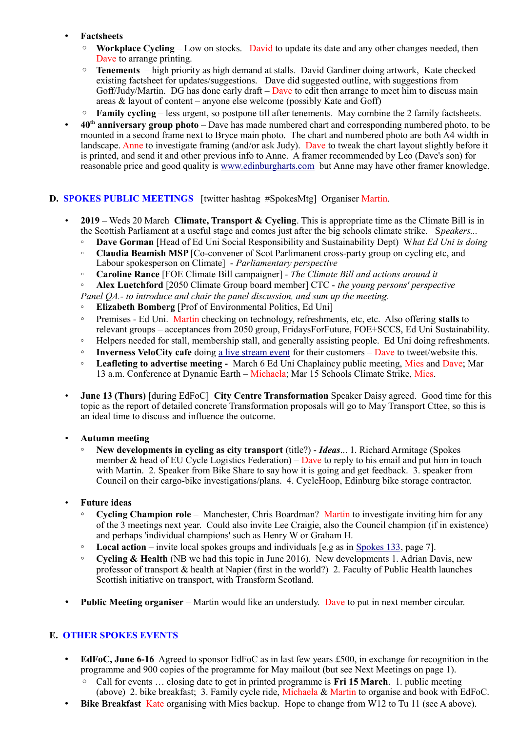- **Factsheets**
  - **Workplace Cycling** – Low on stocks. David to update its date and any other changes needed, then Dave to arrange printing.
  - **Tenements** – high priority as high demand at stalls. David Gardiner doing artwork, Kate checked existing factsheet for updates/suggestions. Dave did suggested outline, with suggestions from Goff/Judy/Martin. DG has done early draft – Dave to edit then arrange to meet him to discuss main areas & layout of content – anyone else welcome (possibly Kate and Goff)
  - **Family cycling** – less urgent, so postpone till after tenements. May combine the 2 family factsheets.
- **40th anniversary group photo** – Dave has made numbered chart and corresponding numbered photo, to be mounted in a second frame next to Bryce main photo. The chart and numbered photo are both A4 width in landscape. Anne to investigate framing (and/or ask Judy). Dave to tweak the chart layout slightly before it is printed, and send it and other previous info to Anne. A framer recommended by Leo (Dave's son) for reasonable price and good quality is [www.edinburgharts.com](www.edinburgharts.com) but Anne may have other framer knowledge.

## D. SPOKES PUBLIC MEETINGS [twitter hashtag #SpokesMtg] Organiser Martin.

- **2019** – Weds 20 March **Climate, Transport & Cycling**. This is appropriate time as the Climate Bill is in the Scottish Parliament at a useful stage and comes just after the big schools climate strike. S*peakers...*
  - **Dave Gorman** [Head of Ed Uni Social Responsibility and Sustainability Dept] W*hat Ed Uni is doing*
  - **Claudia Beamish MSP** [Co-convener of Scot Parlimanent cross-party group on cycling etc, and Labour spokesperson on Climate] - *Parliamentary perspective*
  - **Caroline Rance** [FOE Climate Bill campaigner] - *The Climate Bill and actions around it*
  - **Alex Luetchford** [2050 Climate Group board member] CTC - *the young persons' perspective*

  *Panel QA.- to introduce and chair the panel discussion, and sum up the meeting.*
  - **Elizabeth Bomberg** [Prof of Environmental Politics, Ed Uni]
  - Premises - Ed Uni. Martin checking on technology, refreshments, etc, etc. Also offering **stalls** to relevant groups – acceptances from 2050 group, FridaysForFuture, FOE+SCCS, Ed Uni Sustainability.
  - Helpers needed for stall, membership stall, and generally assisting people. Ed Uni doing refreshments.
  - **Inverness VeloCity cafe** doing a live stream event for their customers – Dave to tweet/website this.
  - **Leafleting to advertise meeting -** March 6 Ed Uni Chaplaincy public meeting, Mies and Dave; Mar 13 a.m. Conference at Dynamic Earth – Michaela; Mar 15 Schools Climate Strike, Mies.

- **June 13 (Thurs)** [during EdFoC] **City Centre Transformation** Speaker Daisy agreed. Good time for this topic as the report of detailed concrete Transformation proposals will go to May Transport Cttee, so this is an ideal time to discuss and influence the outcome.

- **Autumn meeting**
  - **New developments in cycling as city transport** (title?) - ***Ideas***... 1. Richard Armitage (Spokes member & head of EU Cycle Logistics Federation) – Dave to reply to his email and put him in touch with Martin. 2. Speaker from Bike Share to say how it is going and get feedback. 3. speaker from Council on their cargo-bike investigations/plans. 4. CycleHoop, Edinburg bike storage contractor.

- **Future ideas**
  - **Cycling Champion role** – Manchester, Chris Boardman? Martin to investigate inviting him for any of the 3 meetings next year. Could also invite Lee Craigie, also the Council champion (if in existence) and perhaps 'individual champions' such as Henry W or Graham H.
  - **Local action** – invite local spokes groups and individuals [e.g as in Spokes 133, page 7].
  - **Cycling & Health** (NB we had this topic in June 2016). New developments 1. Adrian Davis, new professor of transport & health at Napier (first in the world?) 2. Faculty of Public Health launches Scottish initiative on transport, with Transform Scotland.

- **Public Meeting organiser** – Martin would like an understudy. Dave to put in next member circular.

## E. OTHER SPOKES EVENTS

- **EdFoC, June 6-16** Agreed to sponsor EdFoC as in last few years £500, in exchange for recognition in the programme and 900 copies of the programme for May mailout (but see Next Meetings on page 1).
  - Call for events … closing date to get in printed programme is **Fri 15 March**. 1. public meeting (above) 2. bike breakfast; 3. Family cycle ride, Michaela & Martin to organise and book with EdFoC.
- **Bike Breakfast** Kate organising with Mies backup. Hope to change from W12 to Tu 11 (see A above).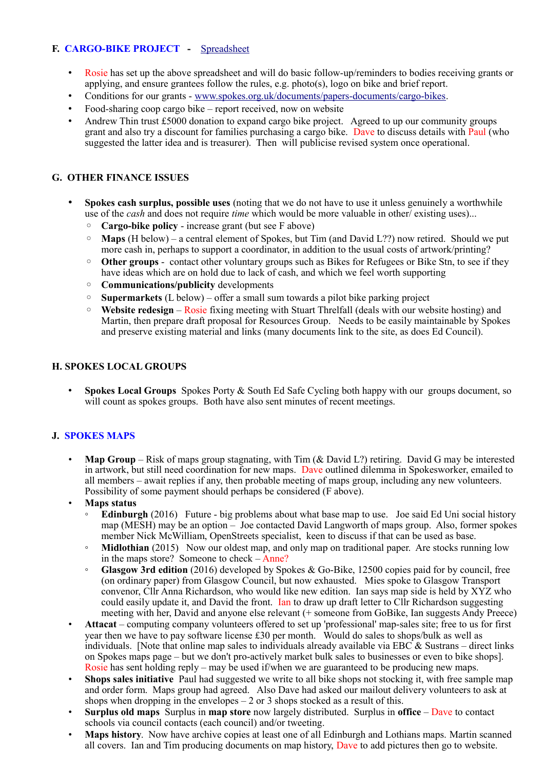## F. CARGO-BIKE PROJECT - Spreadsheet

- Rosie has set up the above spreadsheet and will do basic follow-up/reminders to bodies receiving grants or applying, and ensure grantees follow the rules, e.g. photo(s), logo on bike and brief report.
- Conditions for our grants - www.spokes.org.uk/documents/papers-documents/cargo-bikes.
- Food-sharing coop cargo bike – report received, now on website
- Andrew Thin trust £5000 donation to expand cargo bike project. Agreed to up our community groups grant and also try a discount for families purchasing a cargo bike. Dave to discuss details with Paul (who suggested the latter idea and is treasurer). Then will publicise revised system once operational.

## G. OTHER FINANCE ISSUES

- **Spokes cash surplus, possible uses** (noting that we do not have to use it unless genuinely a worthwhile use of the *cash* and does not require *time* which would be more valuable in other/ existing uses)...
  - **Cargo-bike policy** - increase grant (but see F above)
  - **Maps** (H below) – a central element of Spokes, but Tim (and David L??) now retired. Should we put more cash in, perhaps to support a coordinator, in addition to the usual costs of artwork/printing?
  - **Other groups** - contact other voluntary groups such as Bikes for Refugees or Bike Stn, to see if they have ideas which are on hold due to lack of cash, and which we feel worth supporting
  - **Communications/publicity** developments
  - **Supermarkets** (L below) – offer a small sum towards a pilot bike parking project
  - **Website redesign** – Rosie fixing meeting with Stuart Threlfall (deals with our website hosting) and Martin, then prepare draft proposal for Resources Group. Needs to be easily maintainable by Spokes and preserve existing material and links (many documents link to the site, as does Ed Council).

## H. SPOKES LOCAL GROUPS

- **Spokes Local Groups** Spokes Porty & South Ed Safe Cycling both happy with our groups document, so will count as spokes groups. Both have also sent minutes of recent meetings.

## J. SPOKES MAPS

- **Map Group** – Risk of maps group stagnating, with Tim (& David L?) retiring. David G may be interested in artwork, but still need coordination for new maps. Dave outlined dilemma in Spokesworker, emailed to all members – await replies if any, then probable meeting of maps group, including any new volunteers. Possibility of some payment should perhaps be considered (F above).
- **Maps status**
  - **Edinburgh** (2016) Future - big problems about what base map to use. Joe said Ed Uni social history map (MESH) may be an option – Joe contacted David Langworth of maps group. Also, former spokes member Nick McWilliam, OpenStreets specialist, keen to discuss if that can be used as base.
  - **Midlothian** (2015) Now our oldest map, and only map on traditional paper. Are stocks running low in the maps store? Someone to check – Anne?
  - **Glasgow 3rd edition** (2016) developed by Spokes & Go-Bike, 12500 copies paid for by council, free (on ordinary paper) from Glasgow Council, but now exhausted. Mies spoke to Glasgow Transport convenor, Cllr Anna Richardson, who would like new edition. Ian says map side is held by XYZ who could easily update it, and David the front. Ian to draw up draft letter to Cllr Richardson suggesting meeting with her, David and anyone else relevant (+ someone from GoBike, Ian suggests Andy Preece)
- **Attacat** – computing company volunteers offered to set up 'professional' map-sales site; free to us for first year then we have to pay software license £30 per month. Would do sales to shops/bulk as well as individuals. [Note that online map sales to individuals already available via EBC & Sustrans – direct links on Spokes maps page – but we don't pro-actively market bulk sales to businesses or even to bike shops]. Rosie has sent holding reply – may be used if/when we are guaranteed to be producing new maps.
- **Shops sales initiative** Paul had suggested we write to all bike shops not stocking it, with free sample map and order form. Maps group had agreed. Also Dave had asked our mailout delivery volunteers to ask at shops when dropping in the envelopes – 2 or 3 shops stocked as a result of this.
- **Surplus old maps** Surplus in **map store** now largely distributed. Surplus in **office** – Dave to contact schools via council contacts (each council) and/or tweeting.
- **Maps history**. Now have archive copies at least one of all Edinburgh and Lothians maps. Martin scanned all covers. Ian and Tim producing documents on map history, Dave to add pictures then go to website.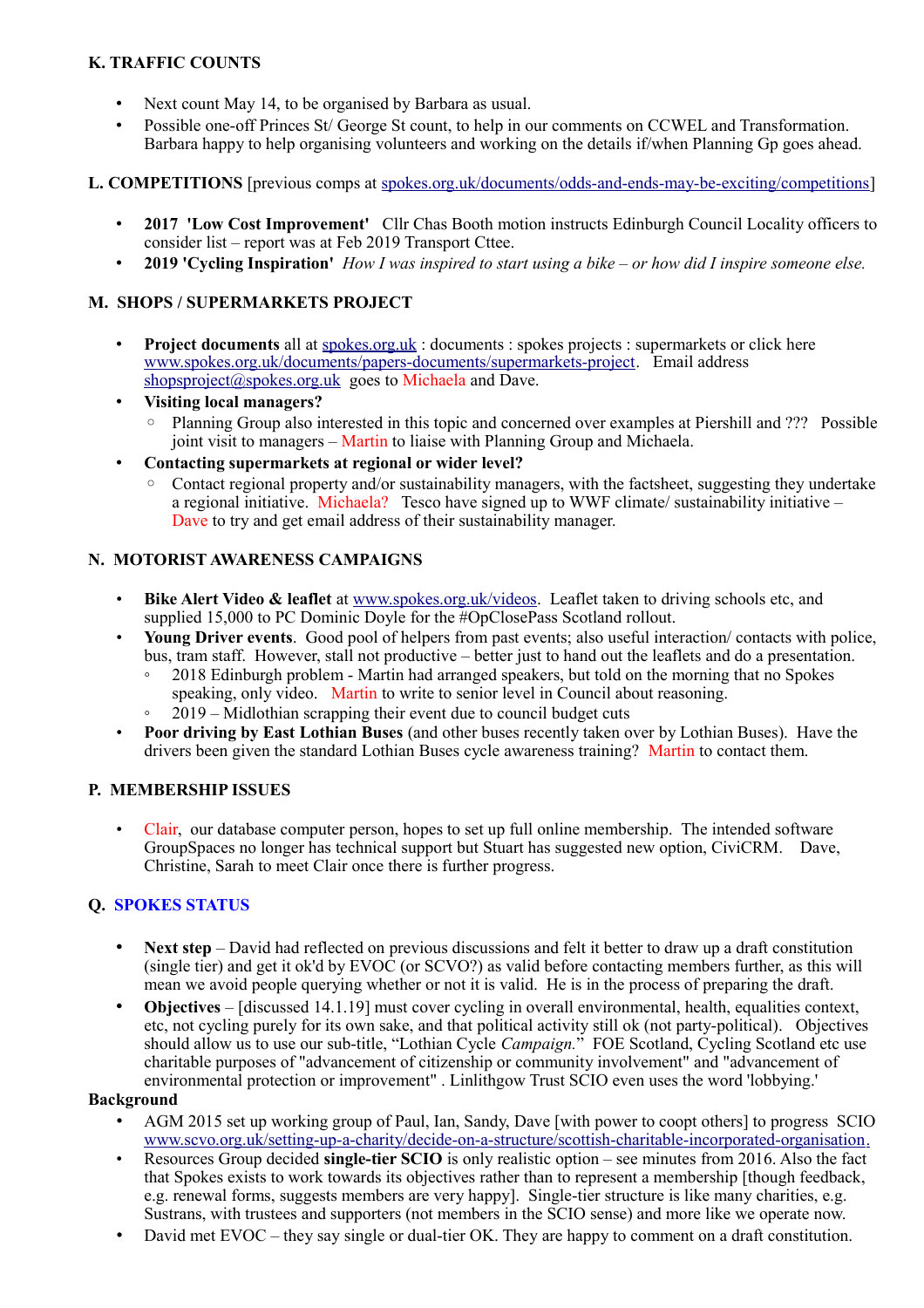## K. TRAFFIC COUNTS

- Next count May 14, to be organised by Barbara as usual.
- Possible one-off Princes St/ George St count, to help in our comments on CCWEL and Transformation. Barbara happy to help organising volunteers and working on the details if/when Planning Gp goes ahead.

## L. COMPETITIONS [previous comps at spokes.org.uk/documents/odds-and-ends-may-be-exciting/competitions]

- **2017 'Low Cost Improvement'** Cllr Chas Booth motion instructs Edinburgh Council Locality officers to consider list – report was at Feb 2019 Transport Cttee.
- **2019 'Cycling Inspiration'** *How I was inspired to start using a bike – or how did I inspire someone else.*

## M. SHOPS / SUPERMARKETS PROJECT

- **Project documents** all at spokes.org.uk : documents : spokes projects : supermarkets or click here www.spokes.org.uk/documents/papers-documents/supermarkets-project. Email address shopsproject@spokes.org.uk goes to Michaela and Dave.
- **Visiting local managers?**
  - Planning Group also interested in this topic and concerned over examples at Piershill and ??? Possible joint visit to managers – Martin to liaise with Planning Group and Michaela.
- **Contacting supermarkets at regional or wider level?**
  - Contact regional property and/or sustainability managers, with the factsheet, suggesting they undertake a regional initiative. Michaela? Tesco have signed up to WWF climate/ sustainability initiative – Dave to try and get email address of their sustainability manager.

## N. MOTORIST AWARENESS CAMPAIGNS

- **Bike Alert Video & leaflet** at www.spokes.org.uk/videos. Leaflet taken to driving schools etc, and supplied 15,000 to PC Dominic Doyle for the #OpClosePass Scotland rollout.
- **Young Driver events**. Good pool of helpers from past events; also useful interaction/ contacts with police, bus, tram staff. However, stall not productive – better just to hand out the leaflets and do a presentation.
  - 2018 Edinburgh problem - Martin had arranged speakers, but told on the morning that no Spokes speaking, only video. Martin to write to senior level in Council about reasoning.
  - 2019 – Midlothian scrapping their event due to council budget cuts
- **Poor driving by East Lothian Buses** (and other buses recently taken over by Lothian Buses). Have the drivers been given the standard Lothian Buses cycle awareness training? Martin to contact them.

## P. MEMBERSHIP ISSUES

- Clair, our database computer person, hopes to set up full online membership. The intended software GroupSpaces no longer has technical support but Stuart has suggested new option, CiviCRM. Dave, Christine, Sarah to meet Clair once there is further progress.

## Q. SPOKES STATUS

- **Next step** – David had reflected on previous discussions and felt it better to draw up a draft constitution (single tier) and get it ok'd by EVOC (or SCVO?) as valid before contacting members further, as this will mean we avoid people querying whether or not it is valid. He is in the process of preparing the draft.
- **Objectives** – [discussed 14.1.19] must cover cycling in overall environmental, health, equalities context, etc, not cycling purely for its own sake, and that political activity still ok (not party-political). Objectives should allow us to use our sub-title, "Lothian Cycle *Campaign.*" FOE Scotland, Cycling Scotland etc use charitable purposes of "advancement of citizenship or community involvement" and "advancement of environmental protection or improvement" . Linlithgow Trust SCIO even uses the word 'lobbying.'

**Background**

- AGM 2015 set up working group of Paul, Ian, Sandy, Dave [with power to coopt others] to progress SCIO www.scvo.org.uk/setting-up-a-charity/decide-on-a-structure/scottish-charitable-incorporated-organisation.
- Resources Group decided **single-tier SCIO** is only realistic option – see minutes from 2016. Also the fact that Spokes exists to work towards its objectives rather than to represent a membership [though feedback, e.g. renewal forms, suggests members are very happy]. Single-tier structure is like many charities, e.g. Sustrans, with trustees and supporters (not members in the SCIO sense) and more like we operate now.
- David met EVOC – they say single or dual-tier OK. They are happy to comment on a draft constitution.